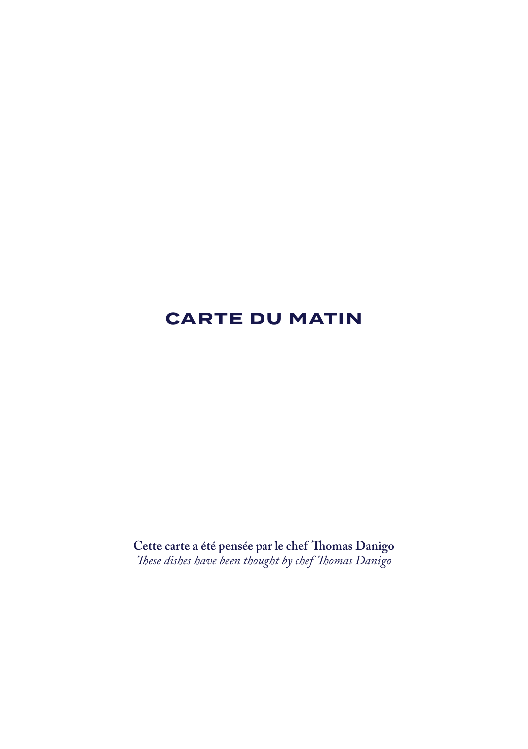# CARTE DU MATIN

**Cette carte a été pensée par le chef Thomas Danigo**
*These dishes have been thought by chef Thomas Danigo*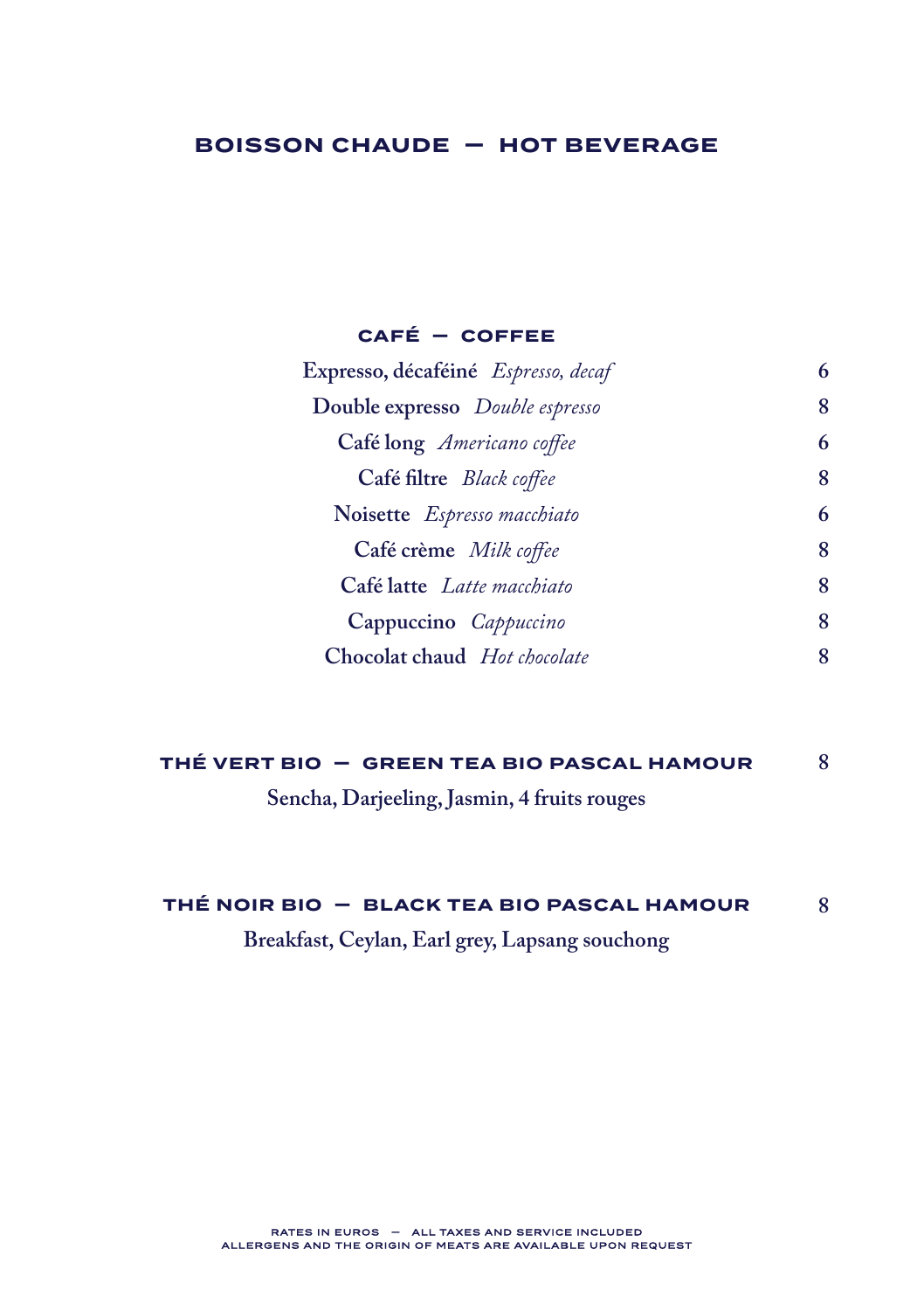# BOISSON CHAUDE — HOT BEVERAGE

## CAFÉ — COFFEE

| | |
|---|---|
| **Expresso, décaféiné** *Espresso, decaf* | 6 |
| **Double expresso** *Double espresso* | 8 |
| **Café long** *Americano coffee* | 6 |
| **Café filtre** *Black coffee* | 8 |
| **Noisette** *Espresso macchiato* | 6 |
| **Café crème** *Milk coffee* | 8 |
| **Café latte** *Latte macchiato* | 8 |
| **Cappuccino** *Cappuccino* | 8 |
| **Chocolat chaud** *Hot chocolate* | 8 |

## THÉ VERT BIO — GREEN TEA BIO PASCAL HAMOUR 8

**Sencha, Darjeeling, Jasmin, 4 fruits rouges**

## THÉ NOIR BIO — BLACK TEA BIO PASCAL HAMOUR 8

**Breakfast, Ceylan, Earl grey, Lapsang souchong**

RATES IN EUROS — ALL TAXES AND SERVICE INCLUDED
ALLERGENS AND THE ORIGIN OF MEATS ARE AVAILABLE UPON REQUEST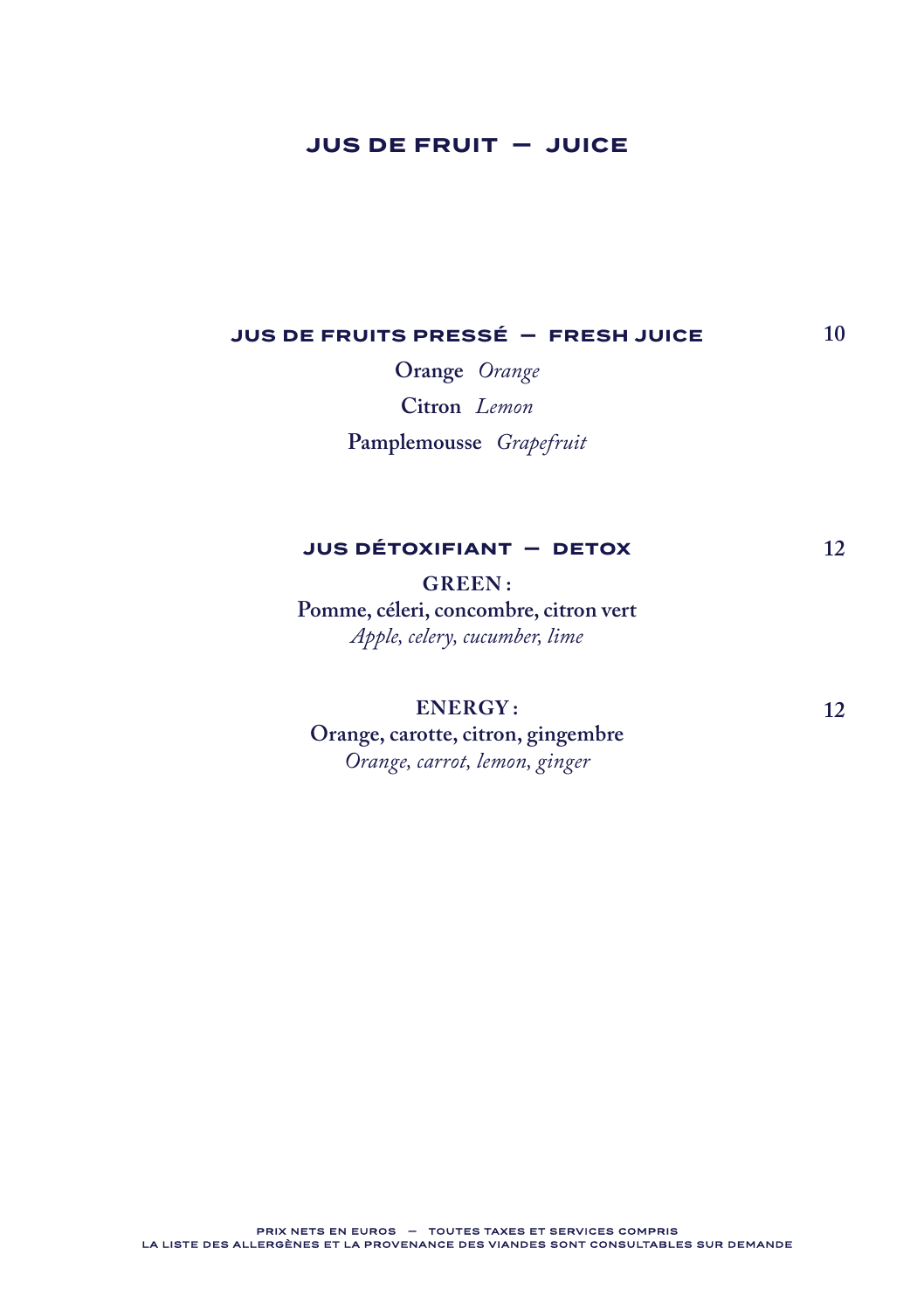# JUS DE FRUIT — JUICE

## JUS DE FRUITS PRESSÉ — FRESH JUICE 10

**Orange** *Orange*

**Citron** *Lemon*

**Pamplemousse** *Grapefruit*

## JUS DÉTOXIFIANT — DETOX 12

**GREEN :**
**Pomme, céleri, concombre, citron vert**
*Apple, celery, cucumber, lime*

**ENERGY :** 12
**Orange, carotte, citron, gingembre**
*Orange, carrot, lemon, ginger*

PRIX NETS EN EUROS — TOUTES TAXES ET SERVICES COMPRIS
LA LISTE DES ALLERGÈNES ET LA PROVENANCE DES VIANDES SONT CONSULTABLES SUR DEMANDE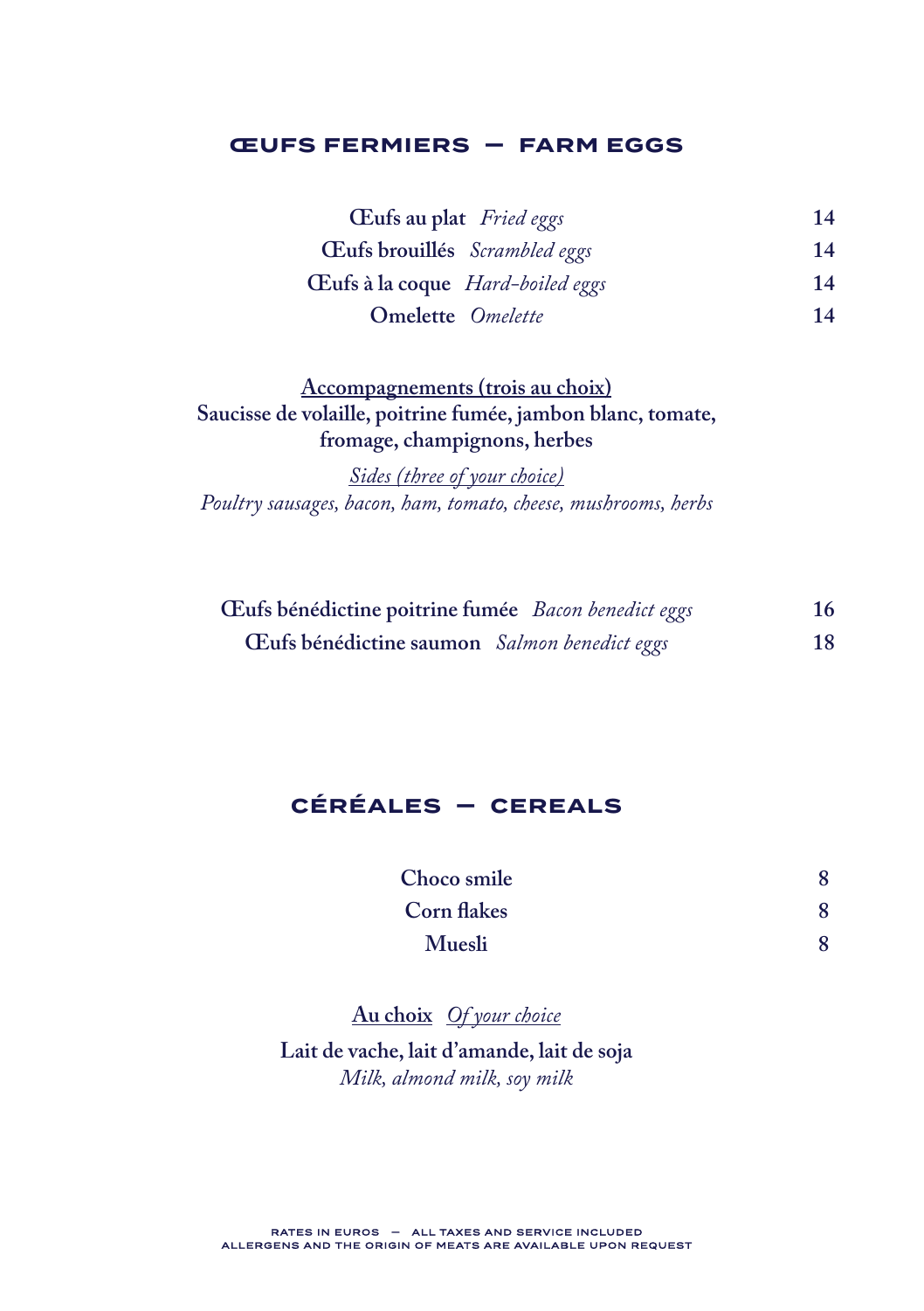## ŒUFS FERMIERS — FARM EGGS

| | |
|---|---|
| **Œufs au plat** *Fried eggs* | **14** |
| **Œufs brouillés** *Scrambled eggs* | **14** |
| **Œufs à la coque** *Hard-boiled eggs* | **14** |
| **Omelette** *Omelette* | **14** |

**Accompagnements (trois au choix)**
**Saucisse de volaille, poitrine fumée, jambon blanc, tomate, fromage, champignons, herbes**

*Sides (three of your choice)*
*Poultry sausages, bacon, ham, tomato, cheese, mushrooms, herbs*

| | |
|---|---|
| **Œufs bénédictine poitrine fumée** *Bacon benedict eggs* | **16** |
| **Œufs bénédictine saumon** *Salmon benedict eggs* | **18** |

## CÉRÉALES — CEREALS

| | |
|---|---|
| **Choco smile** | **8** |
| **Corn flakes** | **8** |
| **Muesli** | **8** |

**Au choix** *Of your choice*

**Lait de vache, lait d'amande, lait de soja**
*Milk, almond milk, soy milk*

RATES IN EUROS — ALL TAXES AND SERVICE INCLUDED
ALLERGENS AND THE ORIGIN OF MEATS ARE AVAILABLE UPON REQUEST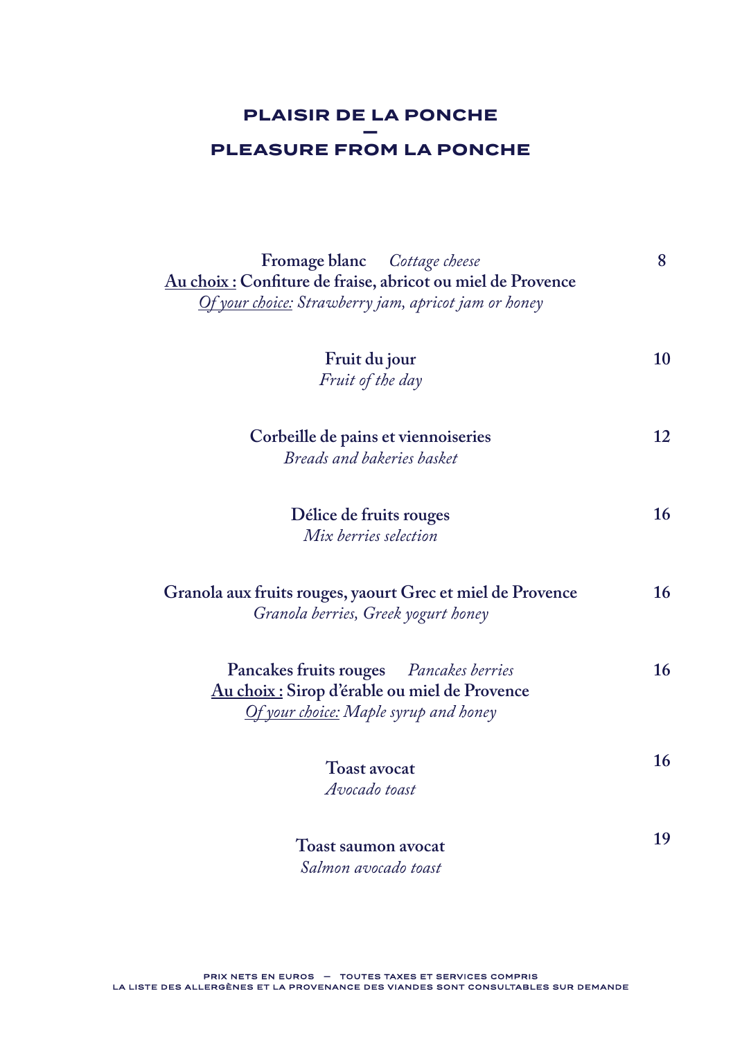## PLAISIR DE LA PONCHE
## —
## PLEASURE FROM LA PONCHE

**Fromage blanc** *Cottage cheese* — 8
**Au choix : Confiture de fraise, abricot ou miel de Provence**
*Of your choice: Strawberry jam, apricot jam or honey*

**Fruit du jour** — 10
*Fruit of the day*

**Corbeille de pains et viennoiseries** — 12
*Breads and bakeries basket*

**Délice de fruits rouges** — 16
*Mix berries selection*

**Granola aux fruits rouges, yaourt Grec et miel de Provence** — 16
*Granola berries, Greek yogurt honey*

**Pancakes fruits rouges** *Pancakes berries* — 16
**Au choix : Sirop d'érable ou miel de Provence**
*Of your choice: Maple syrup and honey*

**Toast avocat** — 16
*Avocado toast*

**Toast saumon avocat** — 19
*Salmon avocado toast*

PRIX NETS EN EUROS — TOUTES TAXES ET SERVICES COMPRIS
LA LISTE DES ALLERGÈNES ET LA PROVENANCE DES VIANDES SONT CONSULTABLES SUR DEMANDE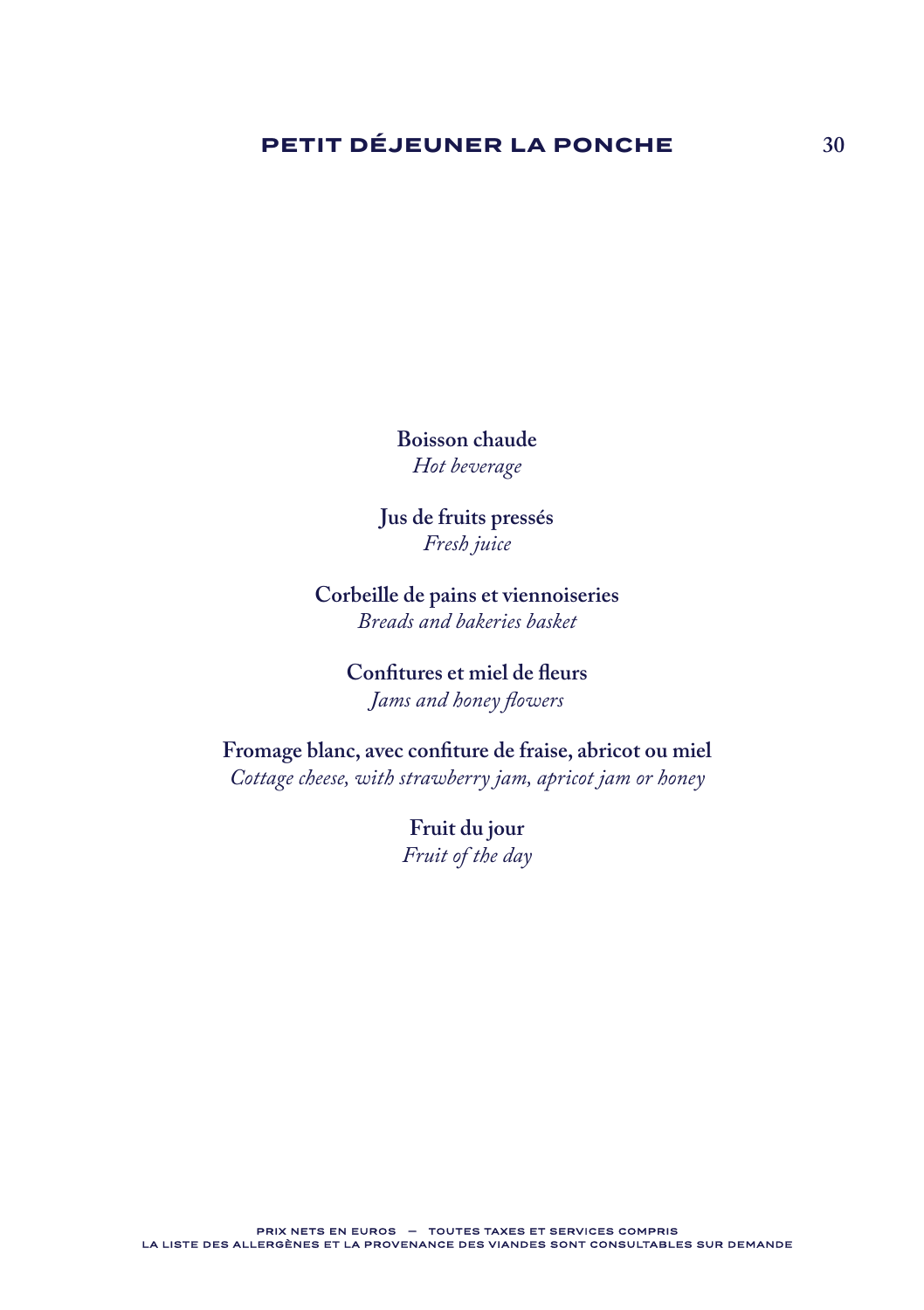## PETIT DÉJEUNER LA PONCHE 30

**Boisson chaude**
*Hot beverage*

**Jus de fruits pressés**
*Fresh juice*

**Corbeille de pains et viennoiseries**
*Breads and bakeries basket*

**Confitures et miel de fleurs**
*Jams and honey flowers*

**Fromage blanc, avec confiture de fraise, abricot ou miel**
*Cottage cheese, with strawberry jam, apricot jam or honey*

**Fruit du jour**
*Fruit of the day*

PRIX NETS EN EUROS — TOUTES TAXES ET SERVICES COMPRIS
LA LISTE DES ALLERGÈNES ET LA PROVENANCE DES VIANDES SONT CONSULTABLES SUR DEMANDE